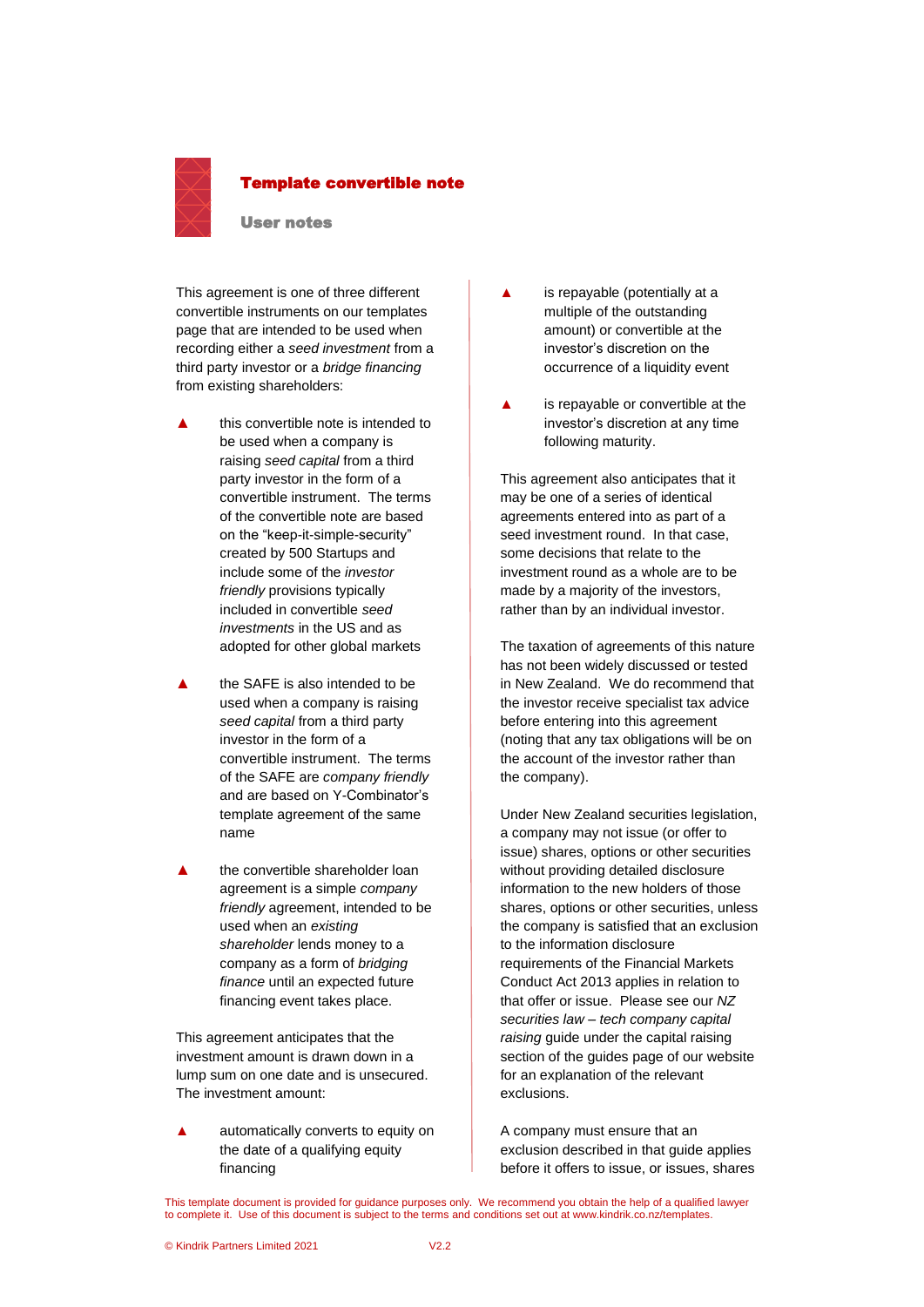# Template convertible note

## User notes

This agreement is one of three different convertible instruments on our templates page that are intended to be used when recording either a *seed investment* from a third party investor or a *bridge financing* from existing shareholders:

- this convertible note is intended to be used when a company is raising *seed capital* from a third party investor in the form of a convertible instrument. The terms of the convertible note are based on the "keep-it-simple-security" created by 500 Startups and include some of the *investor friendly* provisions typically included in convertible *seed investments* in the US and as adopted for other global markets
- the SAFE is also intended to be used when a company is raising *seed capital* from a third party investor in the form of a convertible instrument. The terms of the SAFE are *company friendly* and are based on Y-Combinator's template agreement of the same name
- the convertible shareholder loan agreement is a simple *company friendly* agreement, intended to be used when an *existing shareholder* lends money to a company as a form of *bridging finance* until an expected future financing event takes place.

This agreement anticipates that the investment amount is drawn down in a lump sum on one date and is unsecured. The investment amount:

- automatically converts to equity on the date of a qualifying equity financing
- is repayable (potentially at a multiple of the outstanding amount) or convertible at the investor's discretion on the occurrence of a liquidity event
- is repayable or convertible at the investor's discretion at any time following maturity.

This agreement also anticipates that it may be one of a series of identical agreements entered into as part of a seed investment round. In that case, some decisions that relate to the investment round as a whole are to be made by a majority of the investors, rather than by an individual investor.

The taxation of agreements of this nature has not been widely discussed or tested in New Zealand. We do recommend that the investor receive specialist tax advice before entering into this agreement (noting that any tax obligations will be on the account of the investor rather than the company).

Under New Zealand securities legislation, a company may not issue (or offer to issue) shares, options or other securities without providing detailed disclosure information to the new holders of those shares, options or other securities, unless the company is satisfied that an exclusion to the information disclosure requirements of the Financial Markets Conduct Act 2013 applies in relation to that offer or issue. Please see our *NZ securities law – tech company capital raising* guide under the capital raising section of the guides page of our website for an explanation of the relevant exclusions.

A company must ensure that an exclusion described in that guide applies before it offers to issue, or issues, shares

This template document is provided for guidance purposes only. We recommend you obtain the help of a qualified lawyer to complete it. Use of this document is subject to the terms and conditions set out at www.kindrik.co.nz/templates.

© Kindrik Partners Limited 2021 V2.2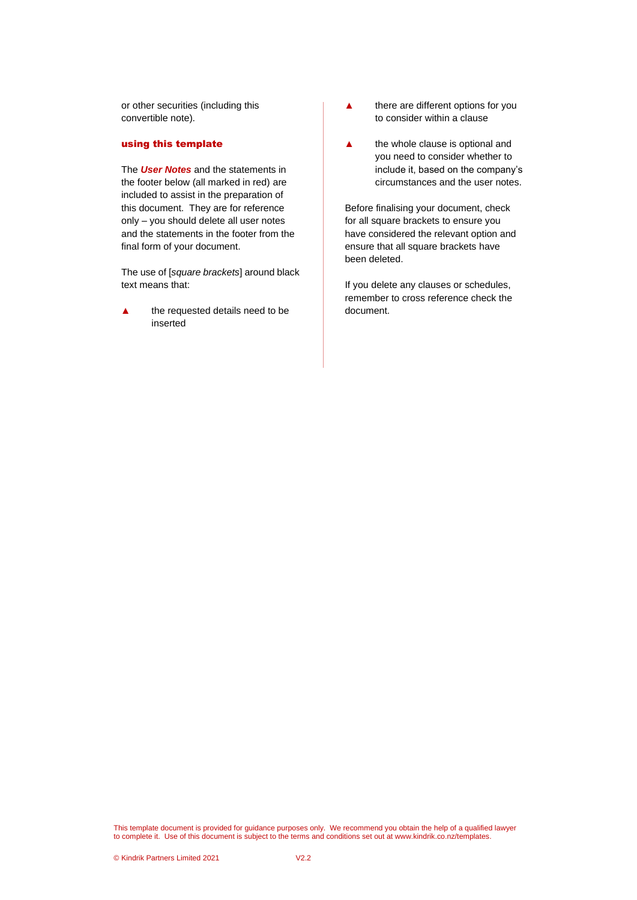or other securities (including this convertible note).

**using this template**

The ***User Notes*** and the statements in the footer below (all marked in red) are included to assist in the preparation of this document. They are for reference only – you should delete all user notes and the statements in the footer from the final form of your document.

The use of [*square brackets*] around black text means that:

- ▲ the requested details need to be inserted
- ▲ there are different options for you to consider within a clause
- ▲ the whole clause is optional and you need to consider whether to include it, based on the company's circumstances and the user notes.

Before finalising your document, check for all square brackets to ensure you have considered the relevant option and ensure that all square brackets have been deleted.

If you delete any clauses or schedules, remember to cross reference check the document.

This template document is provided for guidance purposes only. We recommend you obtain the help of a qualified lawyer to complete it. Use of this document is subject to the terms and conditions set out at www.kindrik.co.nz/templates.

© Kindrik Partners Limited 2021 V2.2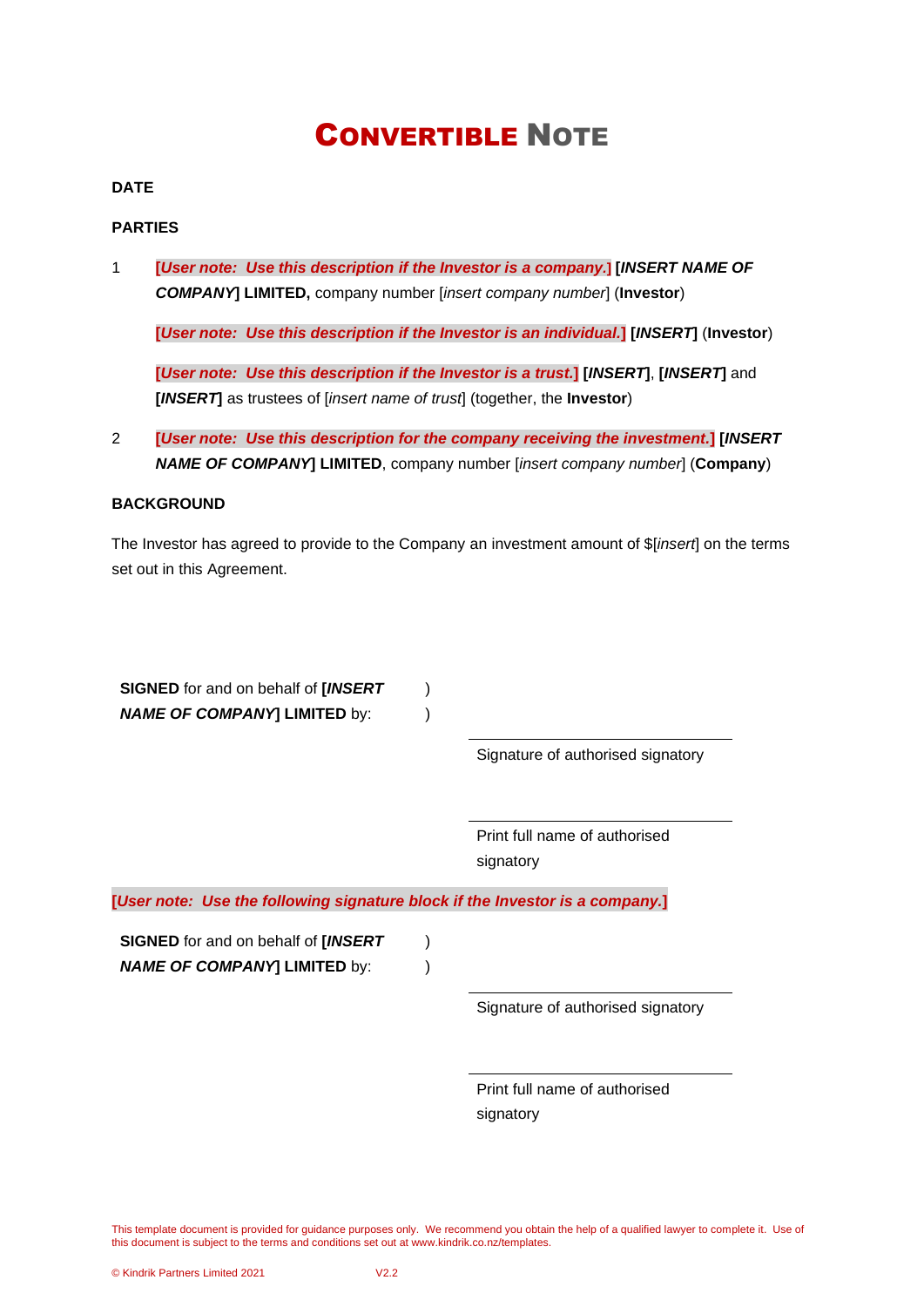# CONVERTIBLE NOTE

**DATE**

**PARTIES**

1 **[*User note: Use this description if the Investor is a company.*] [*INSERT NAME OF COMPANY*] LIMITED,** company number [*insert company number*] (**Investor**)

**[*User note: Use this description if the Investor is an individual.*] [*INSERT*]** (**Investor**)

**[*User note: Use this description if the Investor is a trust.*] [*INSERT*]**, **[*INSERT*]** and **[*INSERT*]** as trustees of [*insert name of trust*] (together, the **Investor**)

2 **[*User note: Use this description for the company receiving the investment.*] [*INSERT NAME OF COMPANY*] LIMITED**, company number [*insert company number*] (**Company**)

**BACKGROUND**

The Investor has agreed to provide to the Company an investment amount of $[*insert*] on the terms set out in this Agreement.

**SIGNED** for and on behalf of **[*INSERT NAME OF COMPANY*] LIMITED** by: )
)

______________________________
Signature of authorised signatory

______________________________
Print full name of authorised signatory

**[*User note: Use the following signature block if the Investor is a company.*]**

**SIGNED** for and on behalf of **[*INSERT NAME OF COMPANY*] LIMITED** by: )
)

______________________________
Signature of authorised signatory

______________________________
Print full name of authorised signatory

This template document is provided for guidance purposes only. We recommend you obtain the help of a qualified lawyer to complete it. Use of this document is subject to the terms and conditions set out at www.kindrik.co.nz/templates.

© Kindrik Partners Limited 2021 V2.2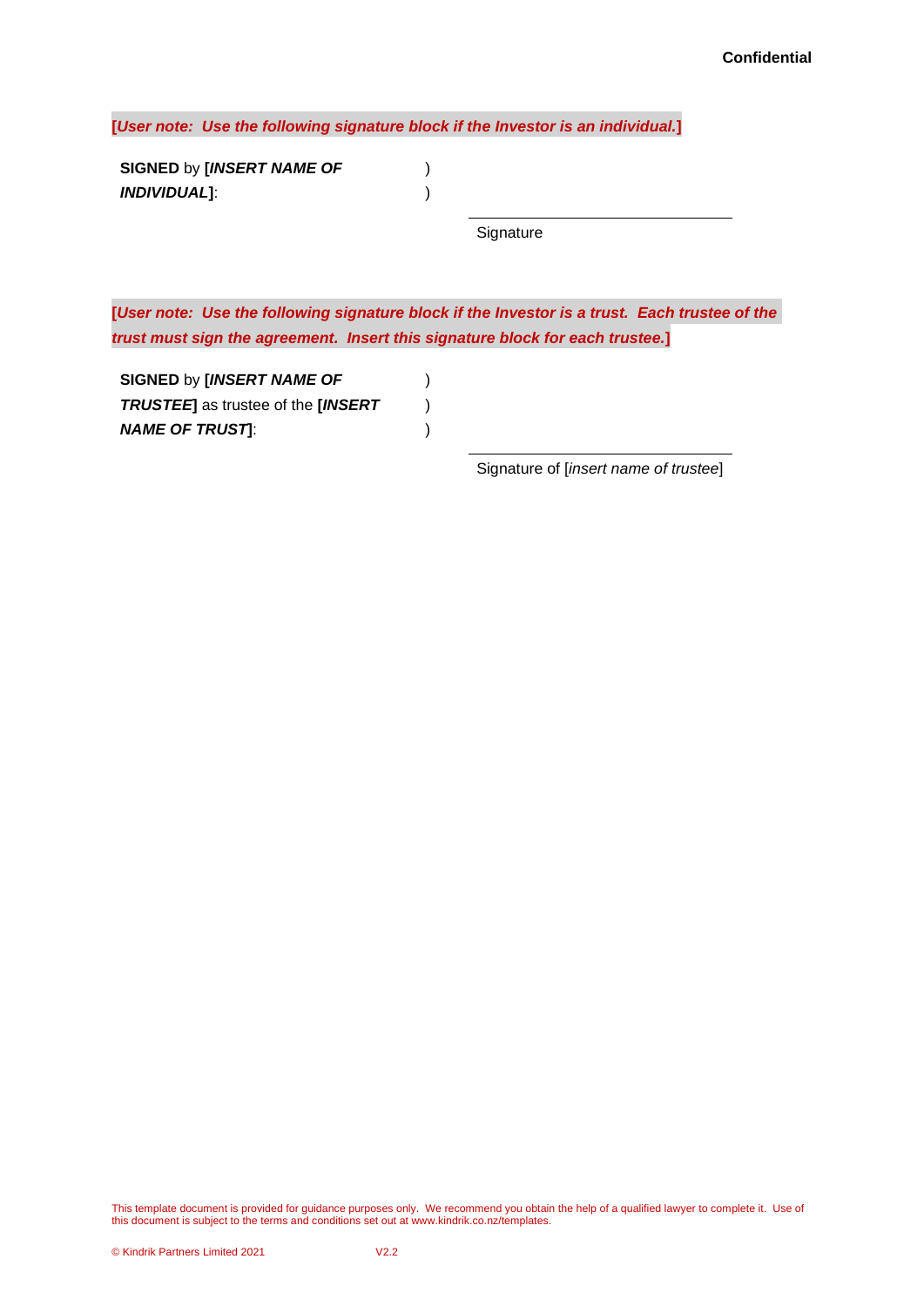**[*User note: Use the following signature block if the Investor is an individual.*]**

| | | |
|---|---|---|
| **SIGNED** by **[*INSERT NAME OF INDIVIDUAL*]**: | ) ) | |
| | | Signature |

**[*User note: Use the following signature block if the Investor is a trust. Each trustee of the trust must sign the agreement. Insert this signature block for each trustee.*]**

| | | |
|---|---|---|
| **SIGNED** by **[*INSERT NAME OF TRUSTEE*]** as trustee of the **[*INSERT NAME OF TRUST*]**: | ) ) ) | |
| | | Signature of [*insert name of trustee*] |

This template document is provided for guidance purposes only. We recommend you obtain the help of a qualified lawyer to complete it. Use of this document is subject to the terms and conditions set out at www.kindrik.co.nz/templates.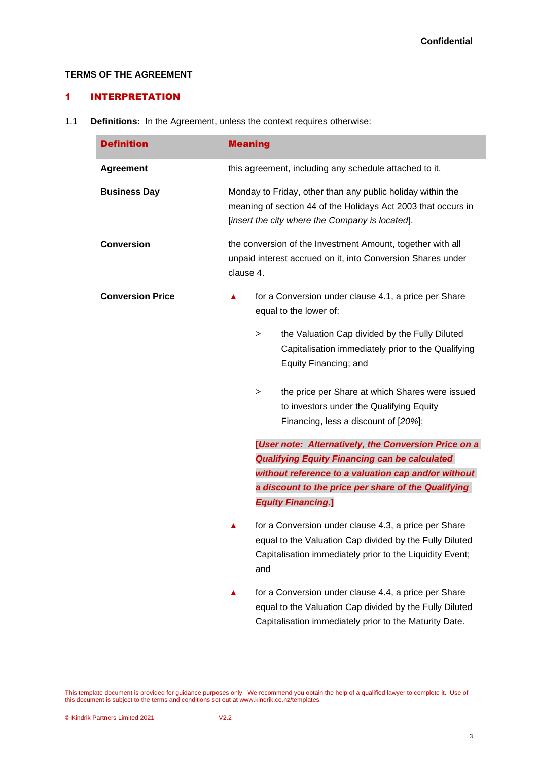**TERMS OF THE AGREEMENT**

# 1 INTERPRETATION

1.1 **Definitions:** In the Agreement, unless the context requires otherwise:

| Definition | Meaning |
|---|---|
| **Agreement** | this agreement, including any schedule attached to it. |
| **Business Day** | Monday to Friday, other than any public holiday within the meaning of section 44 of the Holidays Act 2003 that occurs in [*insert the city where the Company is located*]. |
| **Conversion** | the conversion of the Investment Amount, together with all unpaid interest accrued on it, into Conversion Shares under clause 4. |
| **Conversion Price** | ▲ for a Conversion under clause 4.1, a price per Share equal to the lower of:<br><br>> the Valuation Cap divided by the Fully Diluted Capitalisation immediately prior to the Qualifying Equity Financing; and<br><br>> the price per Share at which Shares were issued to investors under the Qualifying Equity Financing, less a discount of [*20%*];<br><br>**[*User note: Alternatively, the Conversion Price on a Qualifying Equity Financing can be calculated without reference to a valuation cap and/or without a discount to the price per share of the Qualifying Equity Financing.*]**<br><br>▲ for a Conversion under clause 4.3, a price per Share equal to the Valuation Cap divided by the Fully Diluted Capitalisation immediately prior to the Liquidity Event; and<br><br>▲ for a Conversion under clause 4.4, a price per Share equal to the Valuation Cap divided by the Fully Diluted Capitalisation immediately prior to the Maturity Date. |

This template document is provided for guidance purposes only. We recommend you obtain the help of a qualified lawyer to complete it. Use of this document is subject to the terms and conditions set out at www.kindrik.co.nz/templates.

© Kindrik Partners Limited 2021 V2.2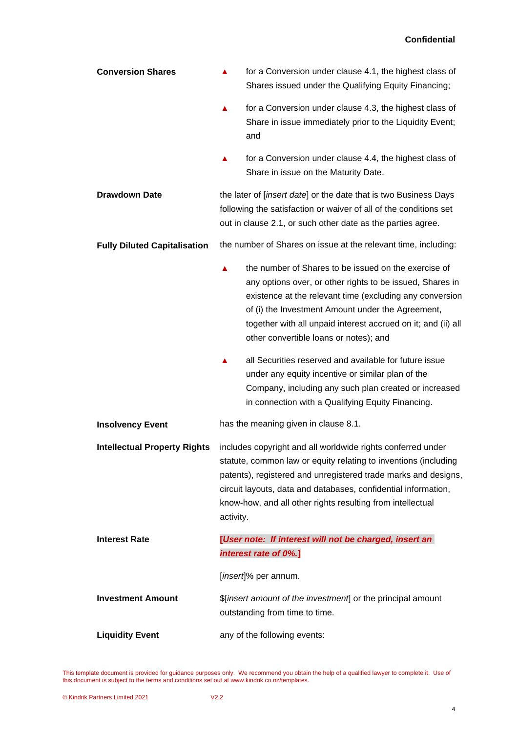**Conversion Shares**

- for a Conversion under clause 4.1, the highest class of Shares issued under the Qualifying Equity Financing;
- for a Conversion under clause 4.3, the highest class of Share in issue immediately prior to the Liquidity Event; and
- for a Conversion under clause 4.4, the highest class of Share in issue on the Maturity Date.

**Drawdown Date**

the later of [*insert date*] or the date that is two Business Days following the satisfaction or waiver of all of the conditions set out in clause 2.1, or such other date as the parties agree.

**Fully Diluted Capitalisation**

the number of Shares on issue at the relevant time, including:

- the number of Shares to be issued on the exercise of any options over, or other rights to be issued, Shares in existence at the relevant time (excluding any conversion of (i) the Investment Amount under the Agreement, together with all unpaid interest accrued on it; and (ii) all other convertible loans or notes); and
- all Securities reserved and available for future issue under any equity incentive or similar plan of the Company, including any such plan created or increased in connection with a Qualifying Equity Financing.

**Insolvency Event**

has the meaning given in clause 8.1.

**Intellectual Property Rights**

includes copyright and all worldwide rights conferred under statute, common law or equity relating to inventions (including patents), registered and unregistered trade marks and designs, circuit layouts, data and databases, confidential information, know-how, and all other rights resulting from intellectual activity.

**Interest Rate**

**[*User note: If interest will not be charged, insert an interest rate of 0%.*]**

[*insert*]% per annum.

**Investment Amount**

$[*insert amount of the investment*] or the principal amount outstanding from time to time.

**Liquidity Event**

any of the following events:

This template document is provided for guidance purposes only. We recommend you obtain the help of a qualified lawyer to complete it. Use of this document is subject to the terms and conditions set out at www.kindrik.co.nz/templates.

© Kindrik Partners Limited 2021 V2.2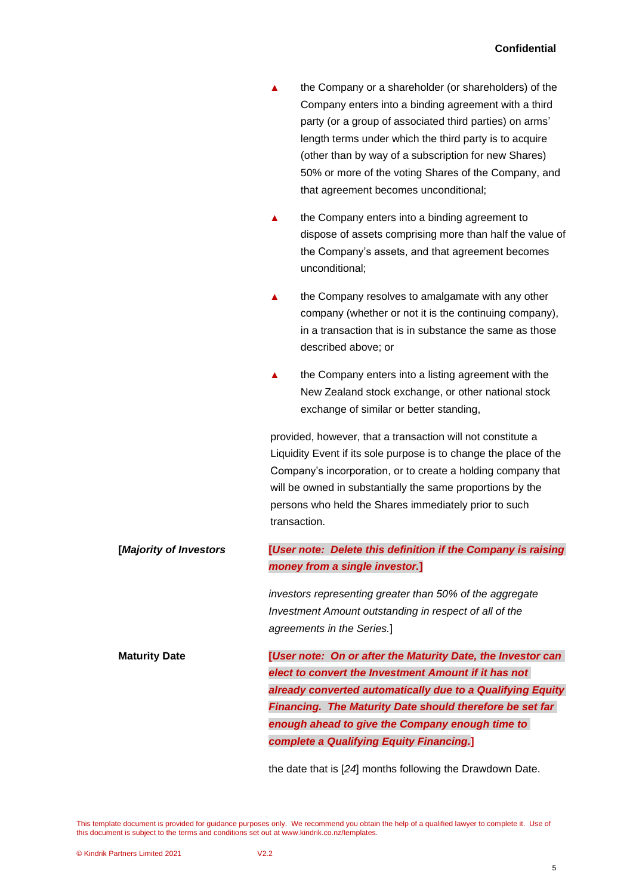- the Company or a shareholder (or shareholders) of the Company enters into a binding agreement with a third party (or a group of associated third parties) on arms' length terms under which the third party is to acquire (other than by way of a subscription for new Shares) 50% or more of the voting Shares of the Company, and that agreement becomes unconditional;

- the Company enters into a binding agreement to dispose of assets comprising more than half the value of the Company's assets, and that agreement becomes unconditional;

- the Company resolves to amalgamate with any other company (whether or not it is the continuing company), in a transaction that is in substance the same as those described above; or

- the Company enters into a listing agreement with the New Zealand stock exchange, or other national stock exchange of similar or better standing,

provided, however, that a transaction will not constitute a Liquidity Event if its sole purpose is to change the place of the Company's incorporation, or to create a holding company that will be owned in substantially the same proportions by the persons who held the Shares immediately prior to such transaction.

**[*Majority of Investors***

**[*User note: Delete this definition if the Company is raising money from a single investor.*]**

*investors representing greater than 50% of the aggregate Investment Amount outstanding in respect of all of the agreements in the Series.*]

**Maturity Date**

**[*User note: On or after the Maturity Date, the Investor can elect to convert the Investment Amount if it has not already converted automatically due to a Qualifying Equity Financing. The Maturity Date should therefore be set far enough ahead to give the Company enough time to complete a Qualifying Equity Financing.*]**

the date that is [*24*] months following the Drawdown Date.

This template document is provided for guidance purposes only. We recommend you obtain the help of a qualified lawyer to complete it. Use of this document is subject to the terms and conditions set out at www.kindrik.co.nz/templates.

© Kindrik Partners Limited 2021 V2.2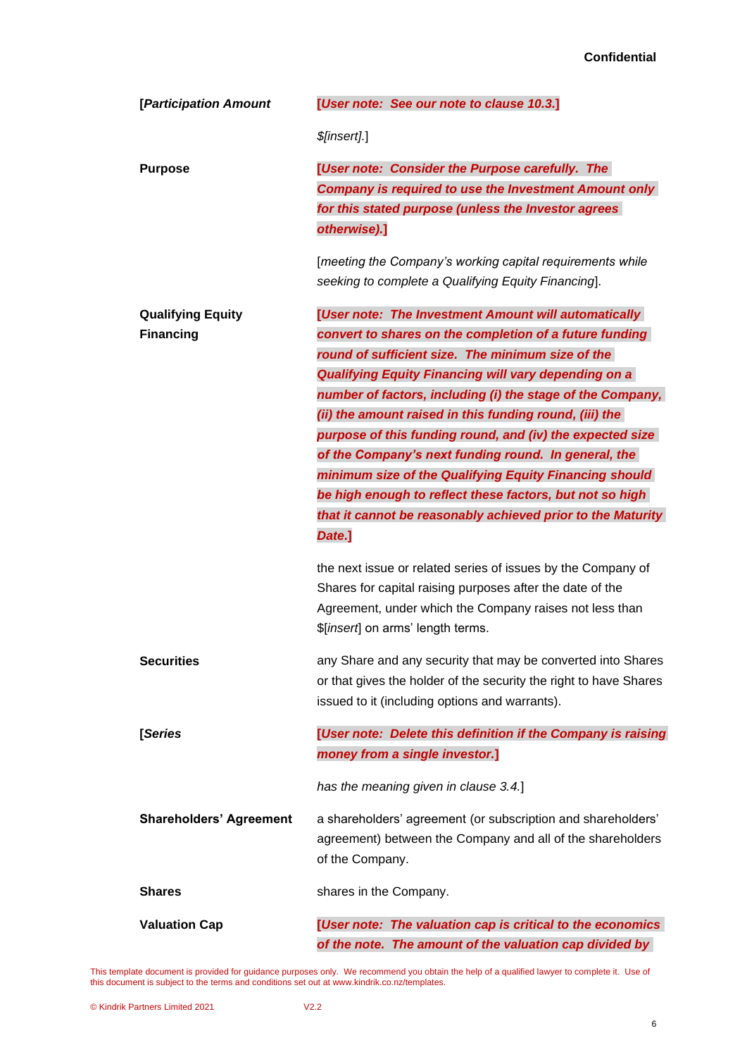| | |
|---|---|
| **[*Participation Amount*** | ***[User note: See our note to clause 10.3.]***<br><br>*$[insert].*] |
| **Purpose** | ***[User note: Consider the Purpose carefully. The Company is required to use the Investment Amount only for this stated purpose (unless the Investor agrees otherwise).]***<br><br>[*meeting the Company's working capital requirements while seeking to complete a Qualifying Equity Financing*]. |
| **Qualifying Equity Financing** | ***[User note: The Investment Amount will automatically convert to shares on the completion of a future funding round of sufficient size. The minimum size of the Qualifying Equity Financing will vary depending on a number of factors, including (i) the stage of the Company, (ii) the amount raised in this funding round, (iii) the purpose of this funding round, and (iv) the expected size of the Company's next funding round. In general, the minimum size of the Qualifying Equity Financing should be high enough to reflect these factors, but not so high that it cannot be reasonably achieved prior to the Maturity Date.]***<br><br>the next issue or related series of issues by the Company of Shares for capital raising purposes after the date of the Agreement, under which the Company raises not less than $[*insert*] on arms' length terms. |
| **Securities** | any Share and any security that may be converted into Shares or that gives the holder of the security the right to have Shares issued to it (including options and warrants). |
| **[*Series*** | ***[User note: Delete this definition if the Company is raising money from a single investor.]***<br><br>*has the meaning given in clause 3.4.*] |
| **Shareholders' Agreement** | a shareholders' agreement (or subscription and shareholders' agreement) between the Company and all of the shareholders of the Company. |
| **Shares** | shares in the Company. |
| **Valuation Cap** | ***[User note: The valuation cap is critical to the economics of the note. The amount of the valuation cap divided by*** |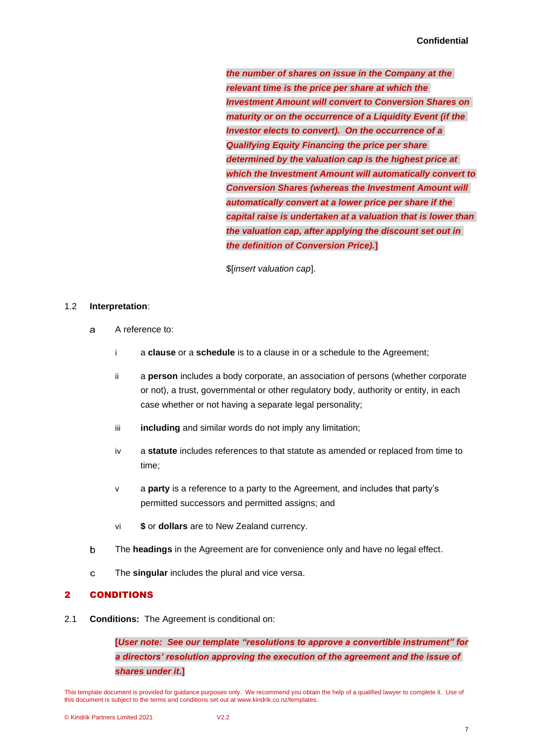***the number of shares on issue in the Company at the relevant time is the price per share at which the Investment Amount will convert to Conversion Shares on maturity or on the occurrence of a Liquidity Event (if the Investor elects to convert). On the occurrence of a Qualifying Equity Financing the price per share determined by the valuation cap is the highest price at which the Investment Amount will automatically convert to Conversion Shares (whereas the Investment Amount will automatically convert at a lower price per share if the capital raise is undertaken at a valuation that is lower than the valuation cap, after applying the discount set out in the definition of Conversion Price).]***

$[*insert valuation cap*].

1.2 **Interpretation**:

a A reference to:

i a **clause** or a **schedule** is to a clause in or a schedule to the Agreement;

ii a **person** includes a body corporate, an association of persons (whether corporate or not), a trust, governmental or other regulatory body, authority or entity, in each case whether or not having a separate legal personality;

iii **including** and similar words do not imply any limitation;

iv a **statute** includes references to that statute as amended or replaced from time to time;

v a **party** is a reference to a party to the Agreement, and includes that party's permitted successors and permitted assigns; and

vi **$** or **dollars** are to New Zealand currency.

b The **headings** in the Agreement are for convenience only and have no legal effect.

c The **singular** includes the plural and vice versa.

## 2 CONDITIONS

2.1 **Conditions:** The Agreement is conditional on:

***[User note: See our template "resolutions to approve a convertible instrument" for a directors' resolution approving the execution of the agreement and the issue of shares under it.]***

This template document is provided for guidance purposes only. We recommend you obtain the help of a qualified lawyer to complete it. Use of this document is subject to the terms and conditions set out at www.kindrik.co.nz/templates.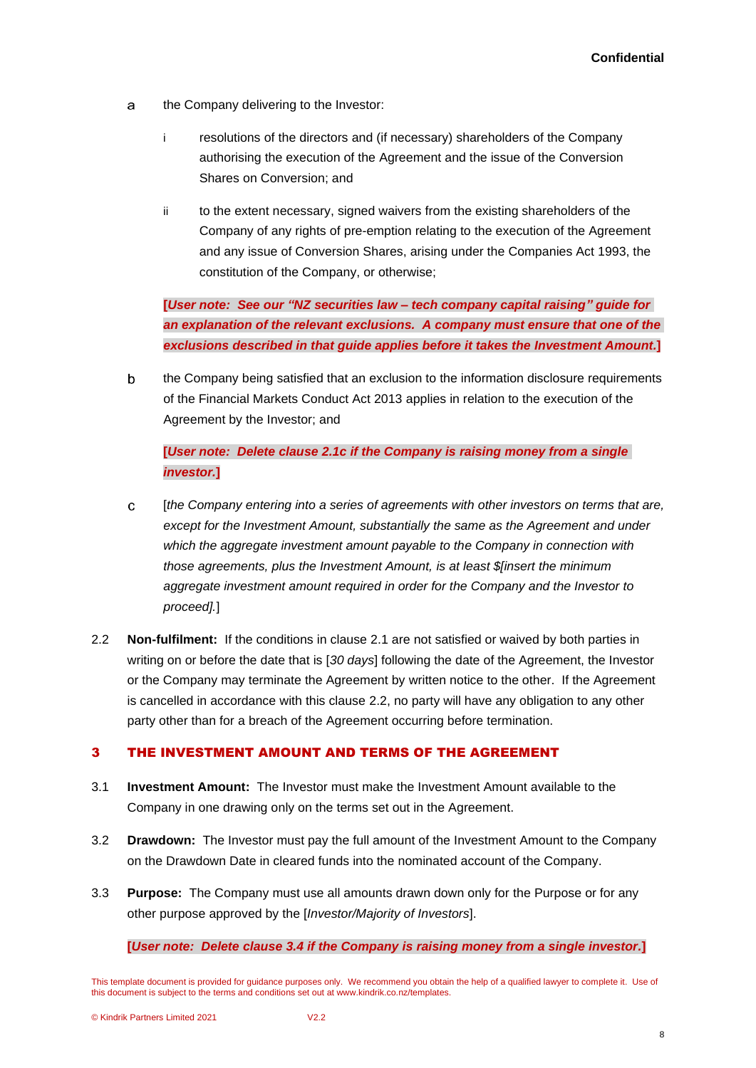a the Company delivering to the Investor:

   i resolutions of the directors and (if necessary) shareholders of the Company authorising the execution of the Agreement and the issue of the Conversion Shares on Conversion; and

   ii to the extent necessary, signed waivers from the existing shareholders of the Company of any rights of pre-emption relating to the execution of the Agreement and any issue of Conversion Shares, arising under the Companies Act 1993, the constitution of the Company, or otherwise;

**[*User note: See our "NZ securities law – tech company capital raising" guide for an explanation of the relevant exclusions. A company must ensure that one of the exclusions described in that guide applies before it takes the Investment Amount.*]**

b the Company being satisfied that an exclusion to the information disclosure requirements of the Financial Markets Conduct Act 2013 applies in relation to the execution of the Agreement by the Investor; and

**[*User note: Delete clause 2.1c if the Company is raising money from a single investor.*]**

c [*the Company entering into a series of agreements with other investors on terms that are, except for the Investment Amount, substantially the same as the Agreement and under which the aggregate investment amount payable to the Company in connection with those agreements, plus the Investment Amount, is at least $[insert the minimum aggregate investment amount required in order for the Company and the Investor to proceed].*]

2.2 **Non-fulfilment:** If the conditions in clause 2.1 are not satisfied or waived by both parties in writing on or before the date that is [*30 days*] following the date of the Agreement, the Investor or the Company may terminate the Agreement by written notice to the other. If the Agreement is cancelled in accordance with this clause 2.2, no party will have any obligation to any other party other than for a breach of the Agreement occurring before termination.

## 3 THE INVESTMENT AMOUNT AND TERMS OF THE AGREEMENT

3.1 **Investment Amount:** The Investor must make the Investment Amount available to the Company in one drawing only on the terms set out in the Agreement.

3.2 **Drawdown:** The Investor must pay the full amount of the Investment Amount to the Company on the Drawdown Date in cleared funds into the nominated account of the Company.

3.3 **Purpose:** The Company must use all amounts drawn down only for the Purpose or for any other purpose approved by the [*Investor/Majority of Investors*].

**[*User note: Delete clause 3.4 if the Company is raising money from a single investor.*]**

This template document is provided for guidance purposes only. We recommend you obtain the help of a qualified lawyer to complete it. Use of this document is subject to the terms and conditions set out at www.kindrik.co.nz/templates.

© Kindrik Partners Limited 2021 V2.2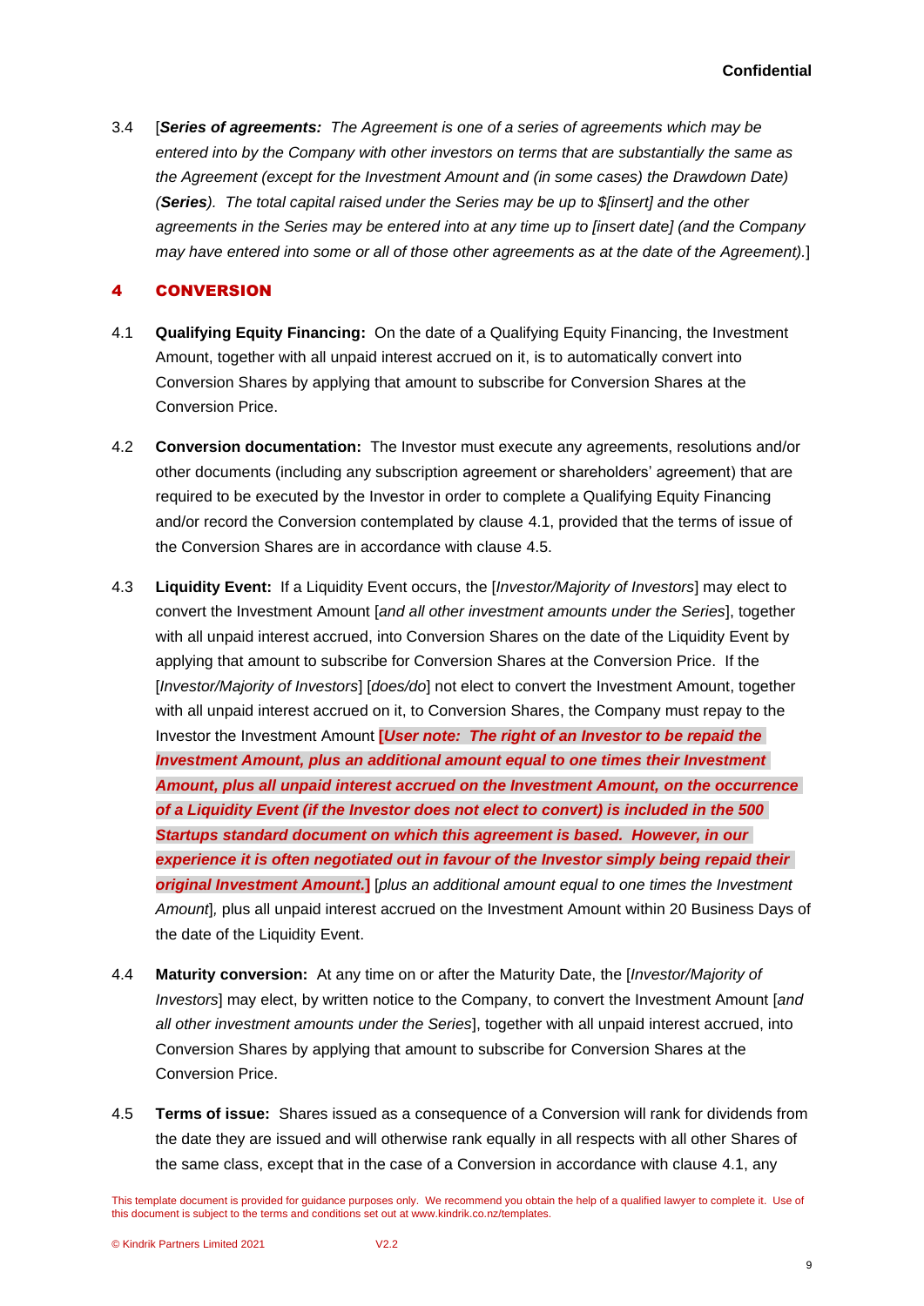3.4 [***Series of agreements:*** *The Agreement is one of a series of agreements which may be entered into by the Company with other investors on terms that are substantially the same as the Agreement (except for the Investment Amount and (in some cases) the Drawdown Date) (****Series****). The total capital raised under the Series may be up to $[insert] and the other agreements in the Series may be entered into at any time up to [insert date] (and the Company may have entered into some or all of those other agreements as at the date of the Agreement).*]

## 4 CONVERSION

4.1 **Qualifying Equity Financing:** On the date of a Qualifying Equity Financing, the Investment Amount, together with all unpaid interest accrued on it, is to automatically convert into Conversion Shares by applying that amount to subscribe for Conversion Shares at the Conversion Price.

4.2 **Conversion documentation:** The Investor must execute any agreements, resolutions and/or other documents (including any subscription agreement or shareholders' agreement) that are required to be executed by the Investor in order to complete a Qualifying Equity Financing and/or record the Conversion contemplated by clause 4.1, provided that the terms of issue of the Conversion Shares are in accordance with clause 4.5.

4.3 **Liquidity Event:** If a Liquidity Event occurs, the [*Investor/Majority of Investors*] may elect to convert the Investment Amount [*and all other investment amounts under the Series*], together with all unpaid interest accrued, into Conversion Shares on the date of the Liquidity Event by applying that amount to subscribe for Conversion Shares at the Conversion Price. If the [*Investor/Majority of Investors*] [*does/do*] not elect to convert the Investment Amount, together with all unpaid interest accrued on it, to Conversion Shares, the Company must repay to the Investor the Investment Amount **[*User note: The right of an Investor to be repaid the Investment Amount, plus an additional amount equal to one times their Investment Amount, plus all unpaid interest accrued on the Investment Amount, on the occurrence of a Liquidity Event (if the Investor does not elect to convert) is included in the 500 Startups standard document on which this agreement is based. However, in our experience it is often negotiated out in favour of the Investor simply being repaid their original Investment Amount.*]** [*plus an additional amount equal to one times the Investment Amount*], plus all unpaid interest accrued on the Investment Amount within 20 Business Days of the date of the Liquidity Event.

4.4 **Maturity conversion:** At any time on or after the Maturity Date, the [*Investor/Majority of Investors*] may elect, by written notice to the Company, to convert the Investment Amount [*and all other investment amounts under the Series*], together with all unpaid interest accrued, into Conversion Shares by applying that amount to subscribe for Conversion Shares at the Conversion Price.

4.5 **Terms of issue:** Shares issued as a consequence of a Conversion will rank for dividends from the date they are issued and will otherwise rank equally in all respects with all other Shares of the same class, except that in the case of a Conversion in accordance with clause 4.1, any

This template document is provided for guidance purposes only. We recommend you obtain the help of a qualified lawyer to complete it. Use of this document is subject to the terms and conditions set out at www.kindrik.co.nz/templates.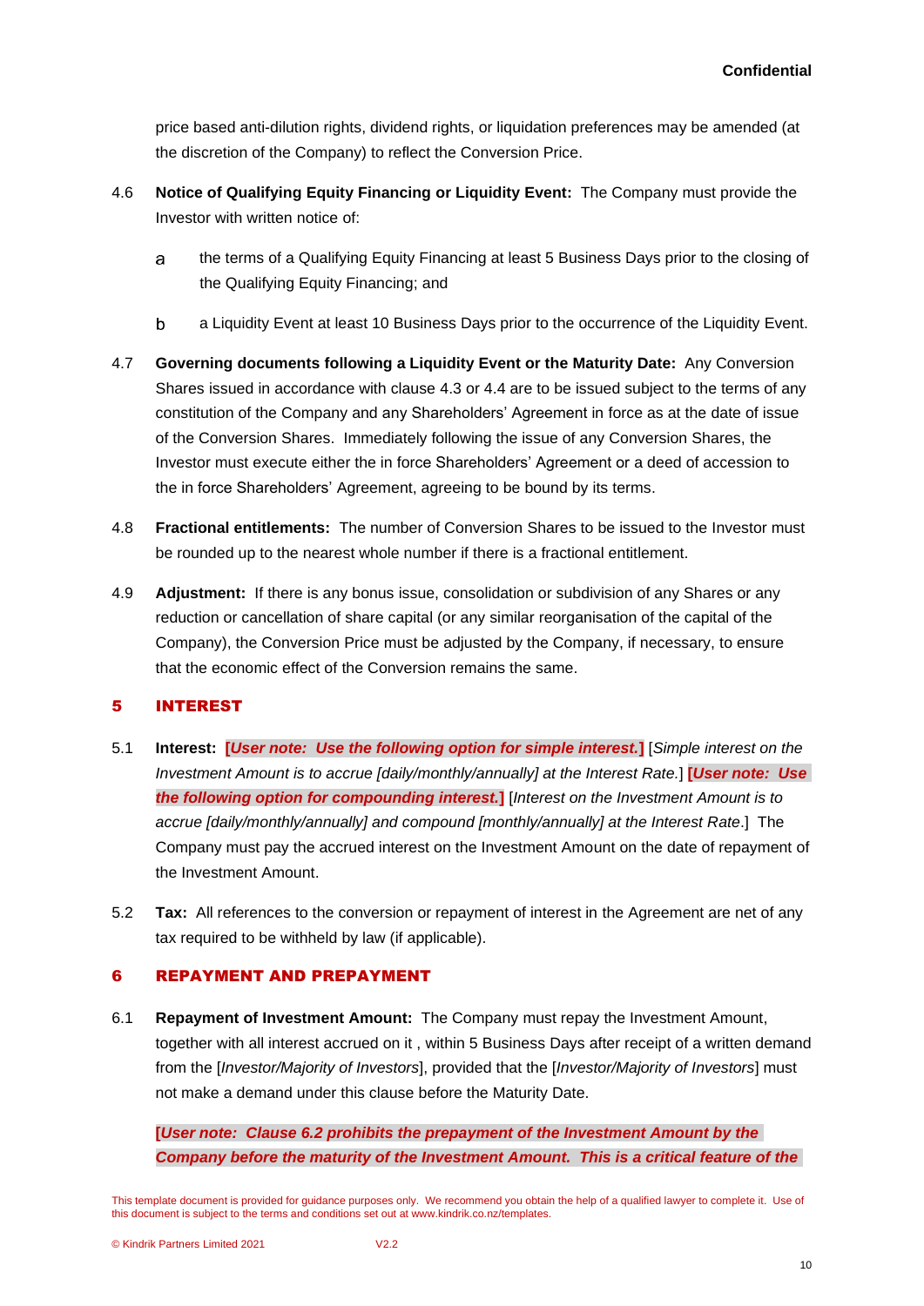price based anti-dilution rights, dividend rights, or liquidation preferences may be amended (at the discretion of the Company) to reflect the Conversion Price.

4.6 **Notice of Qualifying Equity Financing or Liquidity Event:** The Company must provide the Investor with written notice of:

a the terms of a Qualifying Equity Financing at least 5 Business Days prior to the closing of the Qualifying Equity Financing; and

b a Liquidity Event at least 10 Business Days prior to the occurrence of the Liquidity Event.

4.7 **Governing documents following a Liquidity Event or the Maturity Date:** Any Conversion Shares issued in accordance with clause 4.3 or 4.4 are to be issued subject to the terms of any constitution of the Company and any Shareholders' Agreement in force as at the date of issue of the Conversion Shares. Immediately following the issue of any Conversion Shares, the Investor must execute either the in force Shareholders' Agreement or a deed of accession to the in force Shareholders' Agreement, agreeing to be bound by its terms.

4.8 **Fractional entitlements:** The number of Conversion Shares to be issued to the Investor must be rounded up to the nearest whole number if there is a fractional entitlement.

4.9 **Adjustment:** If there is any bonus issue, consolidation or subdivision of any Shares or any reduction or cancellation of share capital (or any similar reorganisation of the capital of the Company), the Conversion Price must be adjusted by the Company, if necessary, to ensure that the economic effect of the Conversion remains the same.

## 5 INTEREST

5.1 **Interest:** **[*User note: Use the following option for simple interest.*]** [*Simple interest on the Investment Amount is to accrue [daily/monthly/annually] at the Interest Rate.*] **[*User note: Use the following option for compounding interest.*]** [*Interest on the Investment Amount is to accrue [daily/monthly/annually] and compound [monthly/annually] at the Interest Rate*.] The Company must pay the accrued interest on the Investment Amount on the date of repayment of the Investment Amount.

5.2 **Tax:** All references to the conversion or repayment of interest in the Agreement are net of any tax required to be withheld by law (if applicable).

## 6 REPAYMENT AND PREPAYMENT

6.1 **Repayment of Investment Amount:** The Company must repay the Investment Amount, together with all interest accrued on it , within 5 Business Days after receipt of a written demand from the [*Investor/Majority of Investors*], provided that the [*Investor/Majority of Investors*] must not make a demand under this clause before the Maturity Date.

**[*User note: Clause 6.2 prohibits the prepayment of the Investment Amount by the Company before the maturity of the Investment Amount. This is a critical feature of the*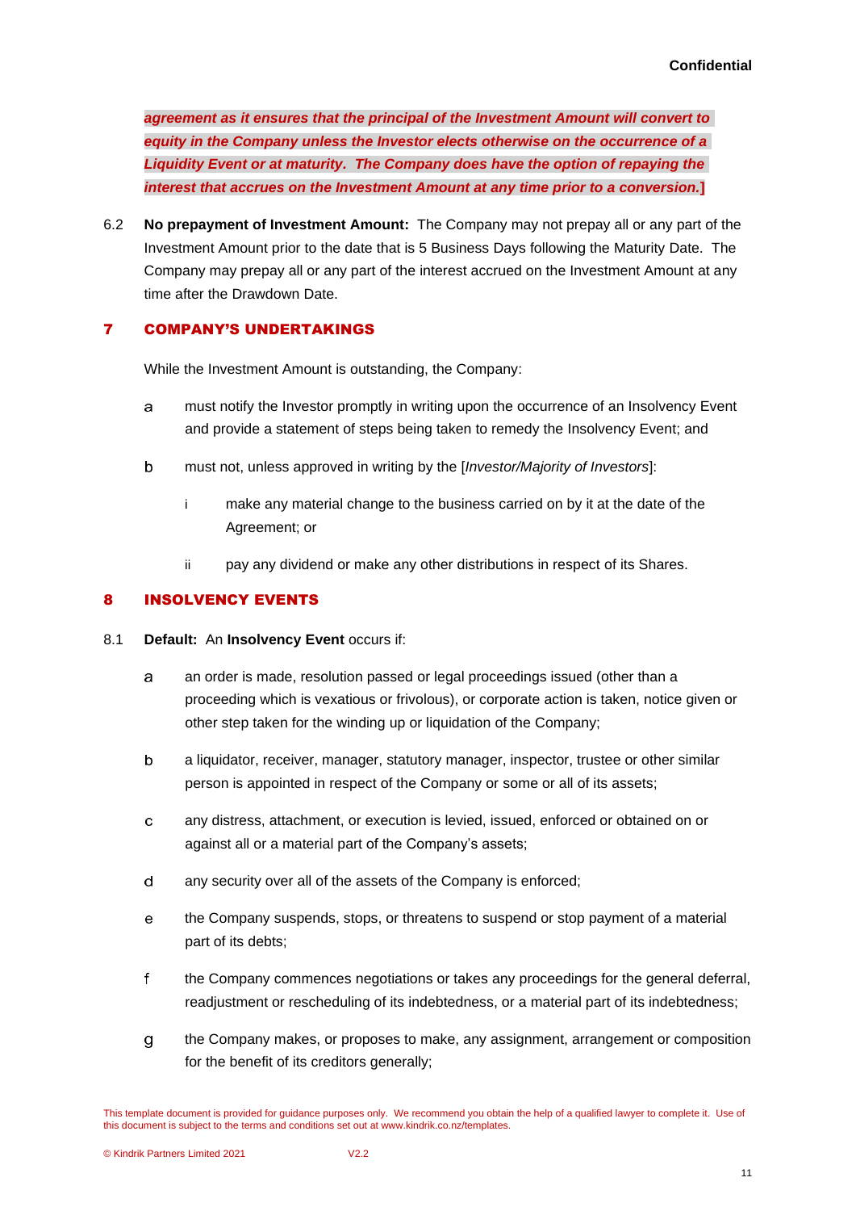***agreement as it ensures that the principal of the Investment Amount will convert to equity in the Company unless the Investor elects otherwise on the occurrence of a Liquidity Event or at maturity. The Company does have the option of repaying the interest that accrues on the Investment Amount at any time prior to a conversion.*]**

6.2 **No prepayment of Investment Amount:** The Company may not prepay all or any part of the Investment Amount prior to the date that is 5 Business Days following the Maturity Date. The Company may prepay all or any part of the interest accrued on the Investment Amount at any time after the Drawdown Date.

## 7 COMPANY'S UNDERTAKINGS

While the Investment Amount is outstanding, the Company:

a must notify the Investor promptly in writing upon the occurrence of an Insolvency Event and provide a statement of steps being taken to remedy the Insolvency Event; and

b must not, unless approved in writing by the [*Investor/Majority of Investors*]:

 i make any material change to the business carried on by it at the date of the Agreement; or

 ii pay any dividend or make any other distributions in respect of its Shares.

## 8 INSOLVENCY EVENTS

8.1 **Default:** An **Insolvency Event** occurs if:

a an order is made, resolution passed or legal proceedings issued (other than a proceeding which is vexatious or frivolous), or corporate action is taken, notice given or other step taken for the winding up or liquidation of the Company;

b a liquidator, receiver, manager, statutory manager, inspector, trustee or other similar person is appointed in respect of the Company or some or all of its assets;

c any distress, attachment, or execution is levied, issued, enforced or obtained on or against all or a material part of the Company's assets;

d any security over all of the assets of the Company is enforced;

e the Company suspends, stops, or threatens to suspend or stop payment of a material part of its debts;

f the Company commences negotiations or takes any proceedings for the general deferral, readjustment or rescheduling of its indebtedness, or a material part of its indebtedness;

g the Company makes, or proposes to make, any assignment, arrangement or composition for the benefit of its creditors generally;

This template document is provided for guidance purposes only. We recommend you obtain the help of a qualified lawyer to complete it. Use of this document is subject to the terms and conditions set out at www.kindrik.co.nz/templates.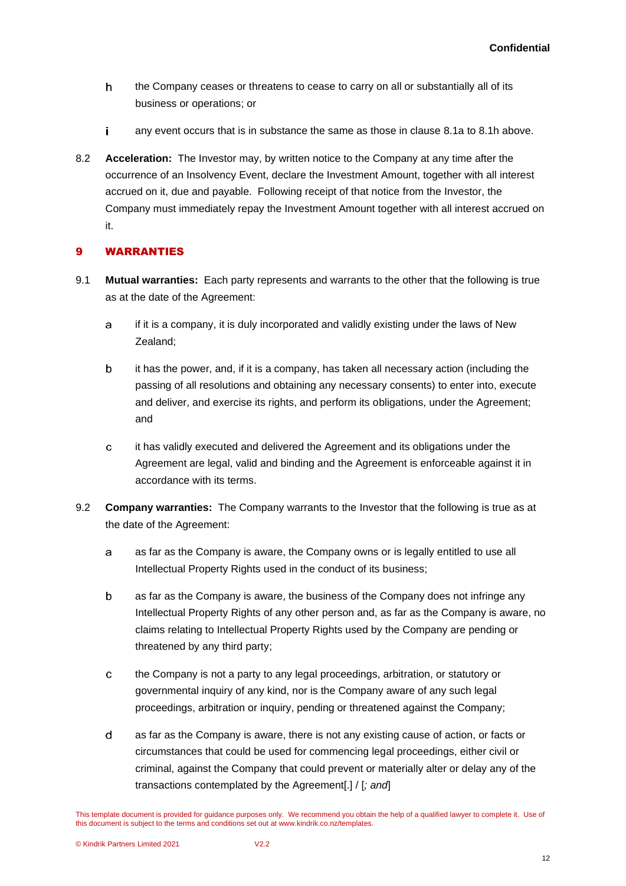h the Company ceases or threatens to cease to carry on all or substantially all of its business or operations; or

i any event occurs that is in substance the same as those in clause 8.1a to 8.1h above.

8.2 **Acceleration:** The Investor may, by written notice to the Company at any time after the occurrence of an Insolvency Event, declare the Investment Amount, together with all interest accrued on it, due and payable. Following receipt of that notice from the Investor, the Company must immediately repay the Investment Amount together with all interest accrued on it.

## 9 WARRANTIES

9.1 **Mutual warranties:** Each party represents and warrants to the other that the following is true as at the date of the Agreement:

a if it is a company, it is duly incorporated and validly existing under the laws of New Zealand;

b it has the power, and, if it is a company, has taken all necessary action (including the passing of all resolutions and obtaining any necessary consents) to enter into, execute and deliver, and exercise its rights, and perform its obligations, under the Agreement; and

c it has validly executed and delivered the Agreement and its obligations under the Agreement are legal, valid and binding and the Agreement is enforceable against it in accordance with its terms.

9.2 **Company warranties:** The Company warrants to the Investor that the following is true as at the date of the Agreement:

a as far as the Company is aware, the Company owns or is legally entitled to use all Intellectual Property Rights used in the conduct of its business;

b as far as the Company is aware, the business of the Company does not infringe any Intellectual Property Rights of any other person and, as far as the Company is aware, no claims relating to Intellectual Property Rights used by the Company are pending or threatened by any third party;

c the Company is not a party to any legal proceedings, arbitration, or statutory or governmental inquiry of any kind, nor is the Company aware of any such legal proceedings, arbitration or inquiry, pending or threatened against the Company;

d as far as the Company is aware, there is not any existing cause of action, or facts or circumstances that could be used for commencing legal proceedings, either civil or criminal, against the Company that could prevent or materially alter or delay any of the transactions contemplated by the Agreement[.] / [*; and*]

This template document is provided for guidance purposes only. We recommend you obtain the help of a qualified lawyer to complete it. Use of this document is subject to the terms and conditions set out at www.kindrik.co.nz/templates.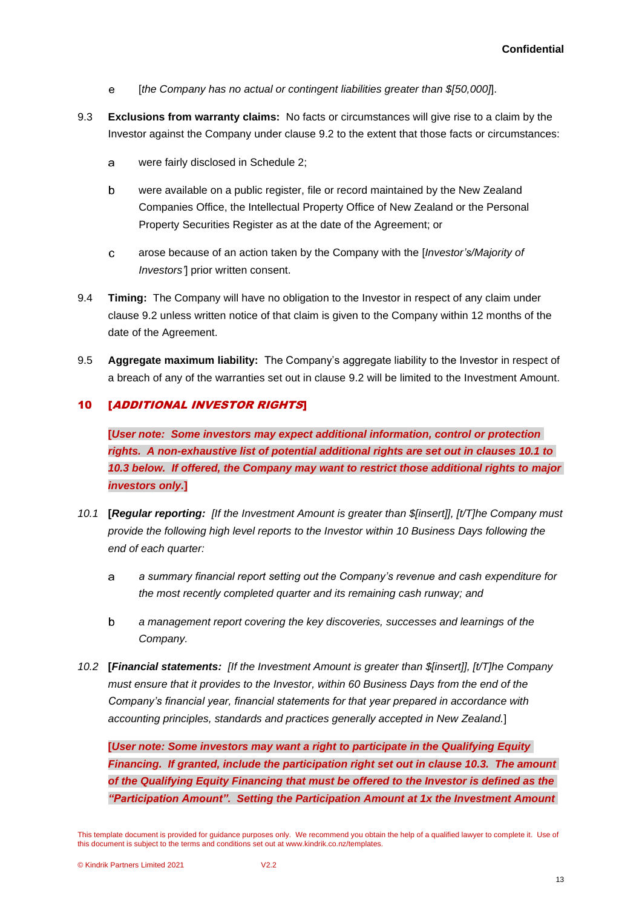e [*the Company has no actual or contingent liabilities greater than $[50,000]*].

9.3 **Exclusions from warranty claims:** No facts or circumstances will give rise to a claim by the Investor against the Company under clause 9.2 to the extent that those facts or circumstances:

a were fairly disclosed in Schedule 2;

b were available on a public register, file or record maintained by the New Zealand Companies Office, the Intellectual Property Office of New Zealand or the Personal Property Securities Register as at the date of the Agreement; or

c arose because of an action taken by the Company with the [*Investor's/Majority of Investors'*] prior written consent.

9.4 **Timing:** The Company will have no obligation to the Investor in respect of any claim under clause 9.2 unless written notice of that claim is given to the Company within 12 months of the date of the Agreement.

9.5 **Aggregate maximum liability:** The Company's aggregate liability to the Investor in respect of a breach of any of the warranties set out in clause 9.2 will be limited to the Investment Amount.

## 10 [*ADDITIONAL INVESTOR RIGHTS*]

**[*User note: Some investors may expect additional information, control or protection rights. A non-exhaustive list of potential additional rights are set out in clauses 10.1 to 10.3 below. If offered, the Company may want to restrict those additional rights to major investors only.*]**

*10.1* **[*Regular reporting:*** *[If the Investment Amount is greater than $[insert]], [t/T]he Company must provide the following high level reports to the Investor within 10 Business Days following the end of each quarter:*

a *a summary financial report setting out the Company's revenue and cash expenditure for the most recently completed quarter and its remaining cash runway; and*

b *a management report covering the key discoveries, successes and learnings of the Company.*

*10.2* **[*Financial statements:*** *[If the Investment Amount is greater than $[insert]], [t/T]he Company must ensure that it provides to the Investor, within 60 Business Days from the end of the Company's financial year, financial statements for that year prepared in accordance with accounting principles, standards and practices generally accepted in New Zealand.*]

**[*User note: Some investors may want a right to participate in the Qualifying Equity Financing. If granted, include the participation right set out in clause 10.3. The amount of the Qualifying Equity Financing that must be offered to the Investor is defined as the "Participation Amount". Setting the Participation Amount at 1x the Investment Amount*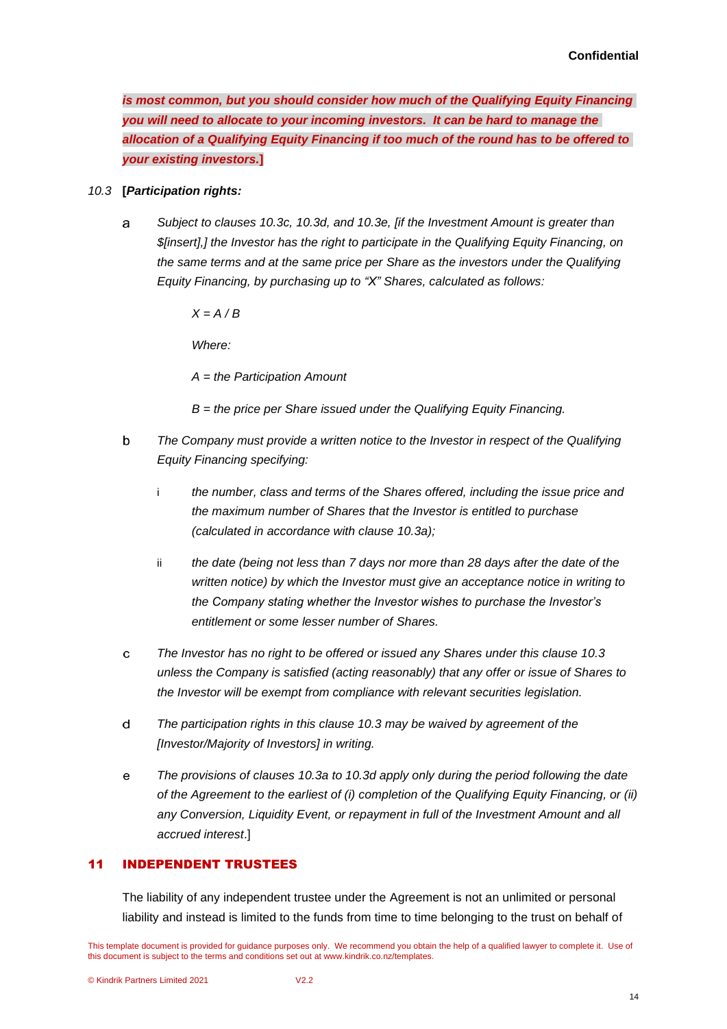***is most common, but you should consider how much of the Qualifying Equity Financing you will need to allocate to your incoming investors. It can be hard to manage the allocation of a Qualifying Equity Financing if too much of the round has to be offered to your existing investors.*]**

*10.3* **[*Participation rights:***

a *Subject to clauses 10.3c, 10.3d, and 10.3e, [if the Investment Amount is greater than $[insert],] the Investor has the right to participate in the Qualifying Equity Financing, on the same terms and at the same price per Share as the investors under the Qualifying Equity Financing, by purchasing up to "X" Shares, calculated as follows:*

$X = A / B$

*Where:*

*A = the Participation Amount*

*B = the price per Share issued under the Qualifying Equity Financing.*

b *The Company must provide a written notice to the Investor in respect of the Qualifying Equity Financing specifying:*

i *the number, class and terms of the Shares offered, including the issue price and the maximum number of Shares that the Investor is entitled to purchase (calculated in accordance with clause 10.3a);*

ii *the date (being not less than 7 days nor more than 28 days after the date of the written notice) by which the Investor must give an acceptance notice in writing to the Company stating whether the Investor wishes to purchase the Investor's entitlement or some lesser number of Shares.*

c *The Investor has no right to be offered or issued any Shares under this clause 10.3 unless the Company is satisfied (acting reasonably) that any offer or issue of Shares to the Investor will be exempt from compliance with relevant securities legislation.*

d *The participation rights in this clause 10.3 may be waived by agreement of the [Investor/Majority of Investors] in writing.*

e *The provisions of clauses 10.3a to 10.3d apply only during the period following the date of the Agreement to the earliest of (i) completion of the Qualifying Equity Financing, or (ii) any Conversion, Liquidity Event, or repayment in full of the Investment Amount and all accrued interest*.]

## 11 INDEPENDENT TRUSTEES

The liability of any independent trustee under the Agreement is not an unlimited or personal liability and instead is limited to the funds from time to time belonging to the trust on behalf of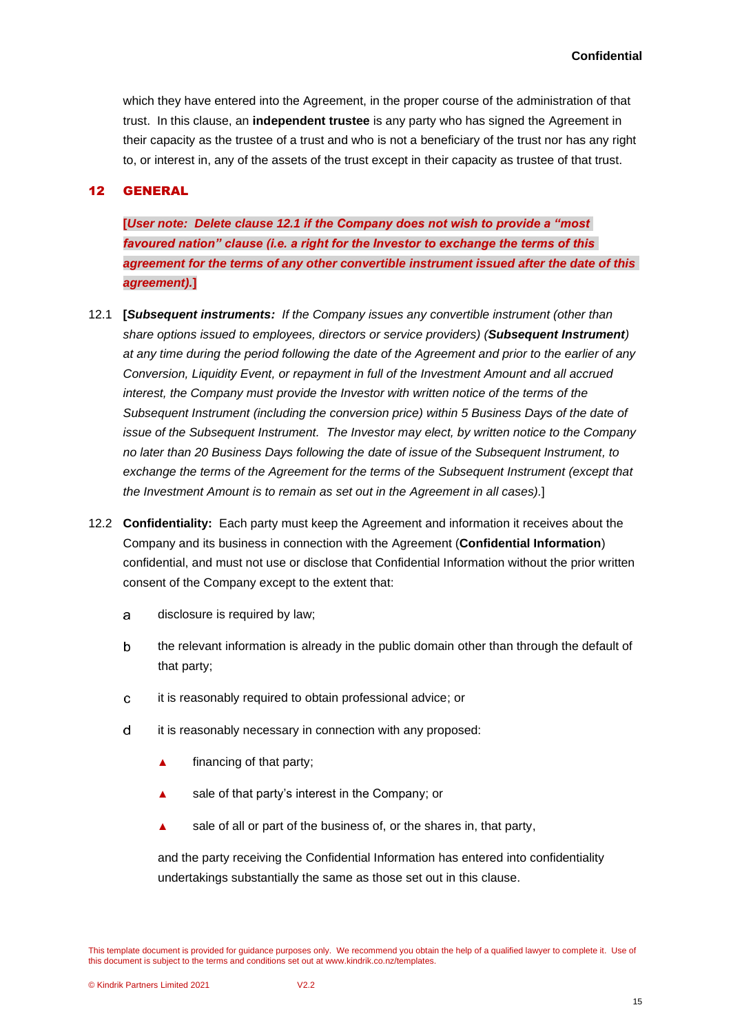which they have entered into the Agreement, in the proper course of the administration of that trust. In this clause, an **independent trustee** is any party who has signed the Agreement in their capacity as the trustee of a trust and who is not a beneficiary of the trust nor has any right to, or interest in, any of the assets of the trust except in their capacity as trustee of that trust.

## 12 GENERAL

**[*User note: Delete clause 12.1 if the Company does not wish to provide a "most favoured nation" clause (i.e. a right for the Investor to exchange the terms of this agreement for the terms of any other convertible instrument issued after the date of this agreement).*]**

12.1 **[*Subsequent instruments:*** *If the Company issues any convertible instrument (other than share options issued to employees, directors or service providers) (**Subsequent Instrument**) at any time during the period following the date of the Agreement and prior to the earlier of any Conversion, Liquidity Event, or repayment in full of the Investment Amount and all accrued interest, the Company must provide the Investor with written notice of the terms of the Subsequent Instrument (including the conversion price) within 5 Business Days of the date of issue of the Subsequent Instrument. The Investor may elect, by written notice to the Company no later than 20 Business Days following the date of issue of the Subsequent Instrument, to exchange the terms of the Agreement for the terms of the Subsequent Instrument (except that the Investment Amount is to remain as set out in the Agreement in all cases).*]

12.2 **Confidentiality:** Each party must keep the Agreement and information it receives about the Company and its business in connection with the Agreement (**Confidential Information**) confidential, and must not use or disclose that Confidential Information without the prior written consent of the Company except to the extent that:

a. disclosure is required by law;

b. the relevant information is already in the public domain other than through the default of that party;

c. it is reasonably required to obtain professional advice; or

d. it is reasonably necessary in connection with any proposed:

   - financing of that party;
   - sale of that party's interest in the Company; or
   - sale of all or part of the business of, or the shares in, that party,

   and the party receiving the Confidential Information has entered into confidentiality undertakings substantially the same as those set out in this clause.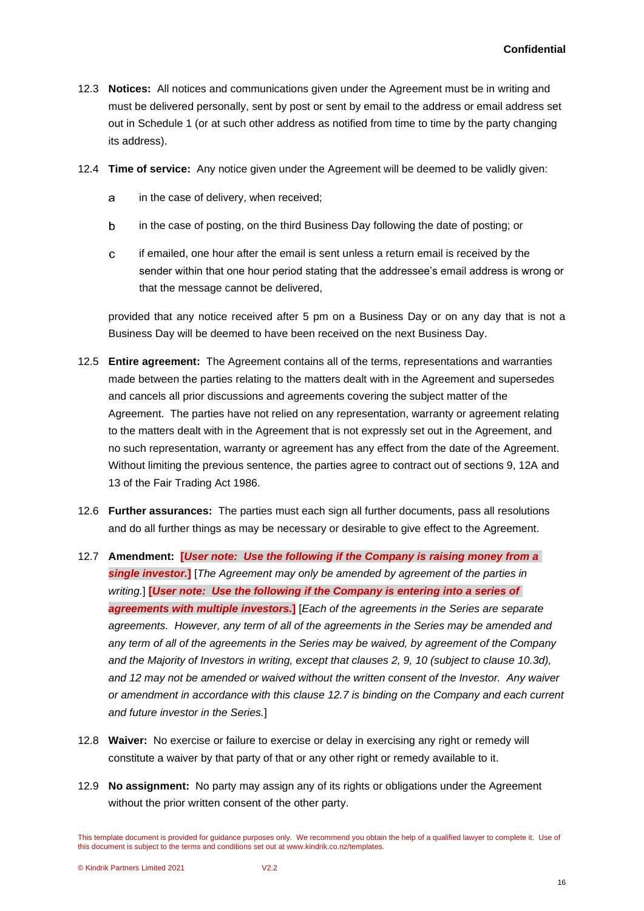12.3 **Notices:** All notices and communications given under the Agreement must be in writing and must be delivered personally, sent by post or sent by email to the address or email address set out in Schedule 1 (or at such other address as notified from time to time by the party changing its address).

12.4 **Time of service:** Any notice given under the Agreement will be deemed to be validly given:

a in the case of delivery, when received;

b in the case of posting, on the third Business Day following the date of posting; or

c if emailed, one hour after the email is sent unless a return email is received by the sender within that one hour period stating that the addressee's email address is wrong or that the message cannot be delivered,

provided that any notice received after 5 pm on a Business Day or on any day that is not a Business Day will be deemed to have been received on the next Business Day.

12.5 **Entire agreement:** The Agreement contains all of the terms, representations and warranties made between the parties relating to the matters dealt with in the Agreement and supersedes and cancels all prior discussions and agreements covering the subject matter of the Agreement. The parties have not relied on any representation, warranty or agreement relating to the matters dealt with in the Agreement that is not expressly set out in the Agreement, and no such representation, warranty or agreement has any effect from the date of the Agreement. Without limiting the previous sentence, the parties agree to contract out of sections 9, 12A and 13 of the Fair Trading Act 1986.

12.6 **Further assurances:** The parties must each sign all further documents, pass all resolutions and do all further things as may be necessary or desirable to give effect to the Agreement.

12.7 **Amendment:** **[*User note: Use the following if the Company is raising money from a single investor.*]** [*The Agreement may only be amended by agreement of the parties in writing.*] **[*User note: Use the following if the Company is entering into a series of agreements with multiple investors.*]** [*Each of the agreements in the Series are separate agreements. However, any term of all of the agreements in the Series may be amended and any term of all of the agreements in the Series may be waived, by agreement of the Company and the Majority of Investors in writing, except that clauses 2, 9, 10 (subject to clause 10.3d), and 12 may not be amended or waived without the written consent of the Investor. Any waiver or amendment in accordance with this clause 12.7 is binding on the Company and each current and future investor in the Series.*]

12.8 **Waiver:** No exercise or failure to exercise or delay in exercising any right or remedy will constitute a waiver by that party of that or any other right or remedy available to it.

12.9 **No assignment:** No party may assign any of its rights or obligations under the Agreement without the prior written consent of the other party.

This template document is provided for guidance purposes only. We recommend you obtain the help of a qualified lawyer to complete it. Use of this document is subject to the terms and conditions set out at www.kindrik.co.nz/templates.

© Kindrik Partners Limited 2021 V2.2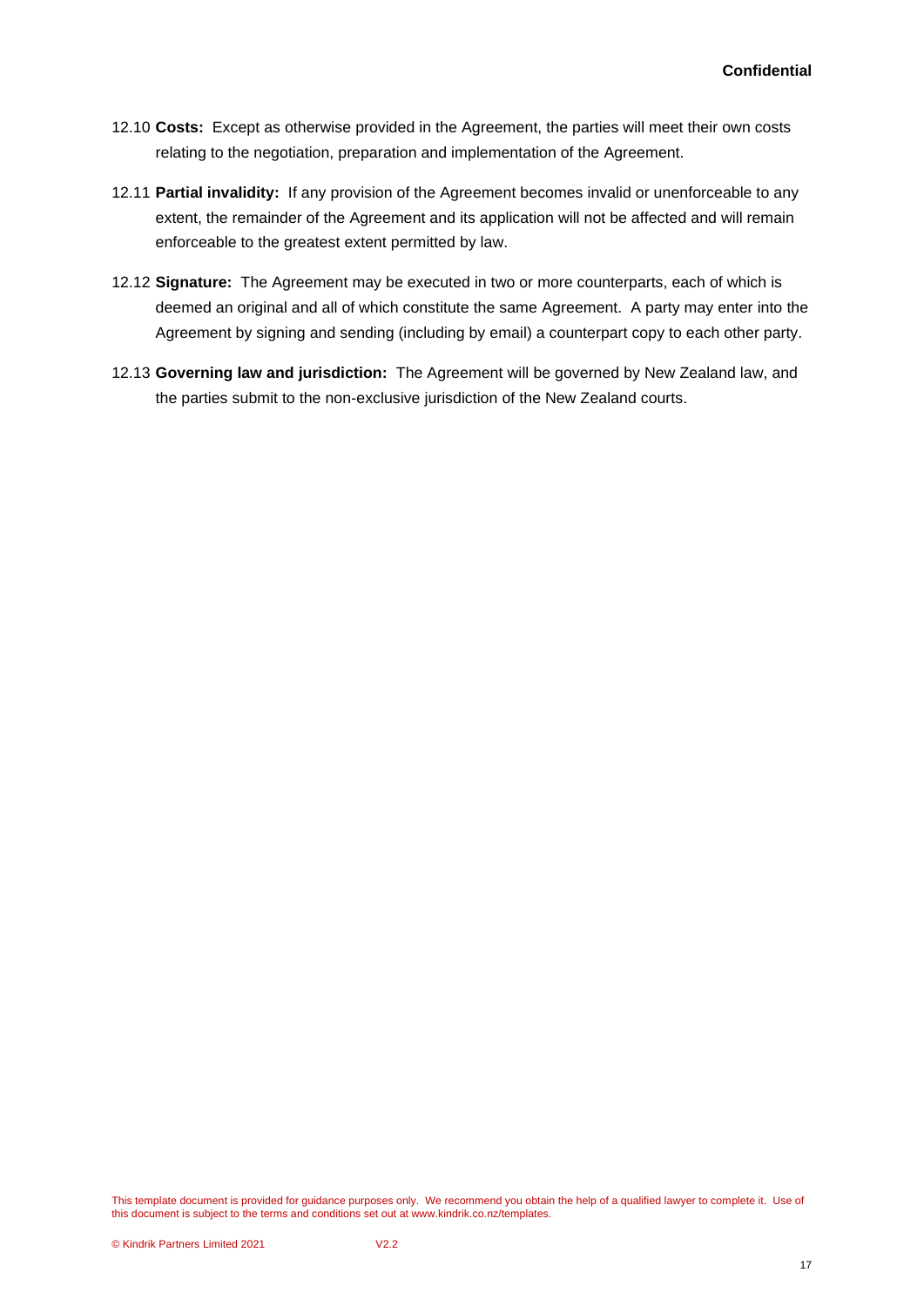12.10 **Costs:** Except as otherwise provided in the Agreement, the parties will meet their own costs relating to the negotiation, preparation and implementation of the Agreement.

12.11 **Partial invalidity:** If any provision of the Agreement becomes invalid or unenforceable to any extent, the remainder of the Agreement and its application will not be affected and will remain enforceable to the greatest extent permitted by law.

12.12 **Signature:** The Agreement may be executed in two or more counterparts, each of which is deemed an original and all of which constitute the same Agreement. A party may enter into the Agreement by signing and sending (including by email) a counterpart copy to each other party.

12.13 **Governing law and jurisdiction:** The Agreement will be governed by New Zealand law, and the parties submit to the non-exclusive jurisdiction of the New Zealand courts.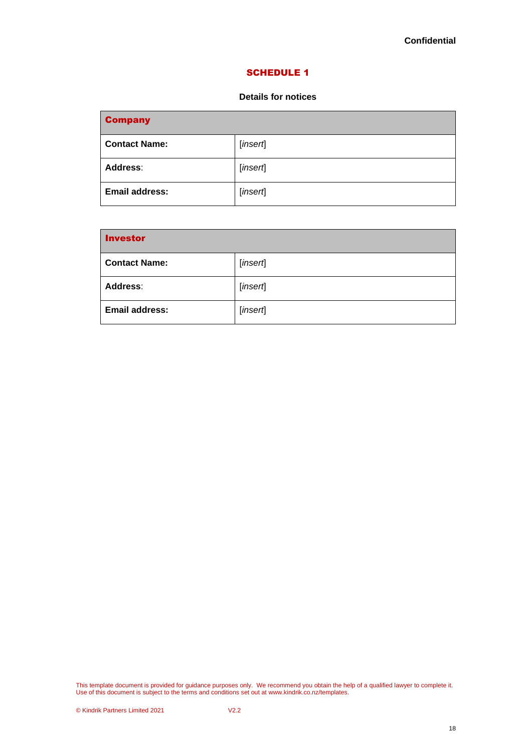# SCHEDULE 1

### Details for notices

| **Company** | |
|---|---|
| **Contact Name:** | [*insert*] |
| **Address**: | [*insert*] |
| **Email address:** | [*insert*] |

| **Investor** | |
|---|---|
| **Contact Name:** | [*insert*] |
| **Address**: | [*insert*] |
| **Email address:** | [*insert*] |

This template document is provided for guidance purposes only. We recommend you obtain the help of a qualified lawyer to complete it. Use of this document is subject to the terms and conditions set out at www.kindrik.co.nz/templates.

© Kindrik Partners Limited 2021 V2.2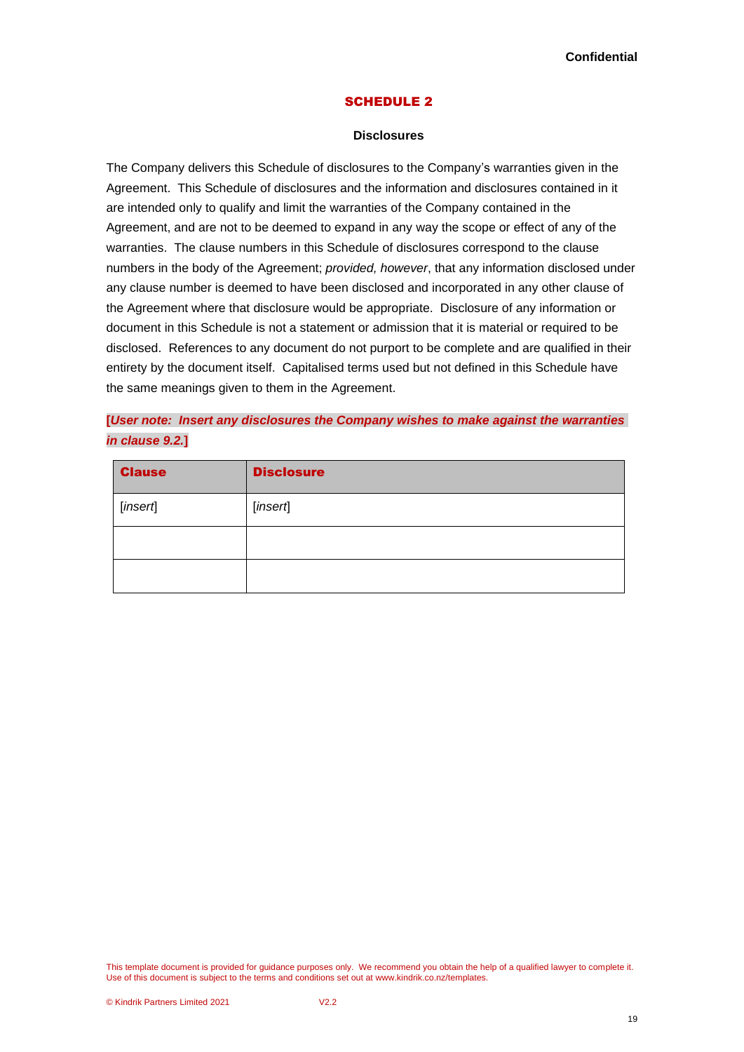# SCHEDULE 2

### Disclosures

The Company delivers this Schedule of disclosures to the Company's warranties given in the Agreement. This Schedule of disclosures and the information and disclosures contained in it are intended only to qualify and limit the warranties of the Company contained in the Agreement, and are not to be deemed to expand in any way the scope or effect of any of the warranties. The clause numbers in this Schedule of disclosures correspond to the clause numbers in the body of the Agreement; *provided, however*, that any information disclosed under any clause number is deemed to have been disclosed and incorporated in any other clause of the Agreement where that disclosure would be appropriate. Disclosure of any information or document in this Schedule is not a statement or admission that it is material or required to be disclosed. References to any document do not purport to be complete and are qualified in their entirety by the document itself. Capitalised terms used but not defined in this Schedule have the same meanings given to them in the Agreement.

**[*User note: Insert any disclosures the Company wishes to make against the warranties in clause 9.2.*]**

| Clause | Disclosure |
|---|---|
| [*insert*] | [*insert*] |
| | |
| | |

This template document is provided for guidance purposes only. We recommend you obtain the help of a qualified lawyer to complete it. Use of this document is subject to the terms and conditions set out at www.kindrik.co.nz/templates.

© Kindrik Partners Limited 2021 V2.2